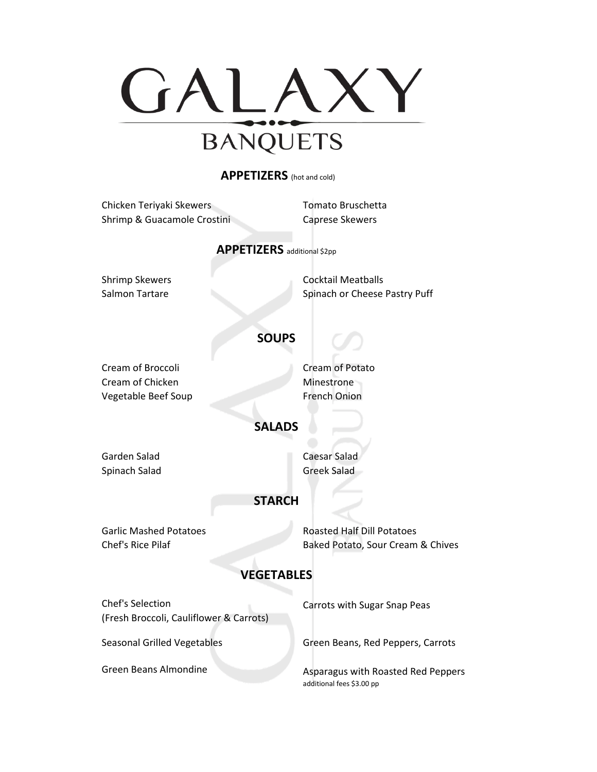# GALAXY

## BANQUETS

### APPETIZERS (hot and cold)

- Chicken Teriyaki Skewers
- Shrimp & Guacamole Crostini
- Tomato Bruschetta
- Caprese Skewers

### APPETIZERS additional $2pp

- Shrimp Skewers
- Salmon Tartare
- Cocktail Meatballs
- Spinach or Cheese Pastry Puff

### SOUPS

- Cream of Broccoli
- Cream of Chicken
- Vegetable Beef Soup
- Cream of Potato
- Minestrone
- French Onion

### SALADS

- Garden Salad
- Spinach Salad
- Caesar Salad
- Greek Salad

### STARCH

- Garlic Mashed Potatoes
- Chef's Rice Pilaf
- Roasted Half Dill Potatoes
- Baked Potato, Sour Cream & Chives

### VEGETABLES

- Chef's Selection (Fresh Broccoli, Cauliflower & Carrots)
- Seasonal Grilled Vegetables
- Green Beans Almondine
- Carrots with Sugar Snap Peas
- Green Beans, Red Peppers, Carrots
- Asparagus with Roasted Red Peppers  
  additional fees $3.00 pp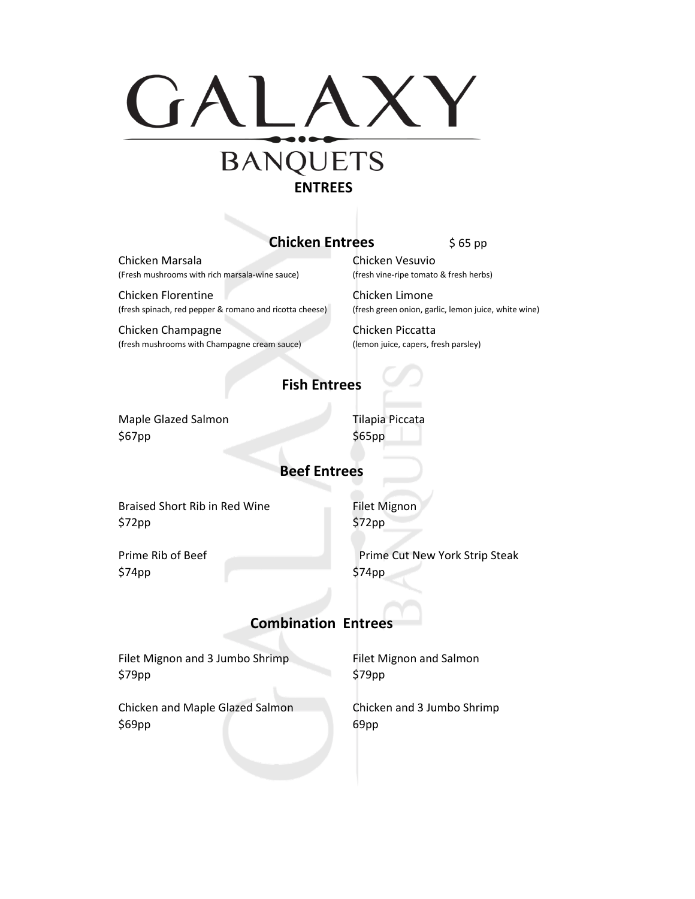# GALAXY

## BANQUETS

## ENTREES

### Chicken Entrees $ 65 pp

Chicken Marsala
(Fresh mushrooms with rich marsala-wine sauce)

Chicken Florentine
(fresh spinach, red pepper & romano and ricotta cheese)

Chicken Champagne
(fresh mushrooms with Champagne cream sauce)

Chicken Vesuvio
(fresh vine-ripe tomato & fresh herbs)

Chicken Limone
(fresh green onion, garlic, lemon juice, white wine)

Chicken Piccatta
(lemon juice, capers, fresh parsley)

### Fish Entrees

Maple Glazed Salmon
$67pp

Tilapia Piccata
$65pp

### Beef Entrees

Braised Short Rib in Red Wine
$72pp

Prime Rib of Beef
$74pp

Filet Mignon
$72pp

Prime Cut New York Strip Steak
$74pp

### Combination Entrees

Filet Mignon and 3 Jumbo Shrimp
$79pp

Chicken and Maple Glazed Salmon
$69pp

Filet Mignon and Salmon
$79pp

Chicken and 3 Jumbo Shrimp
69pp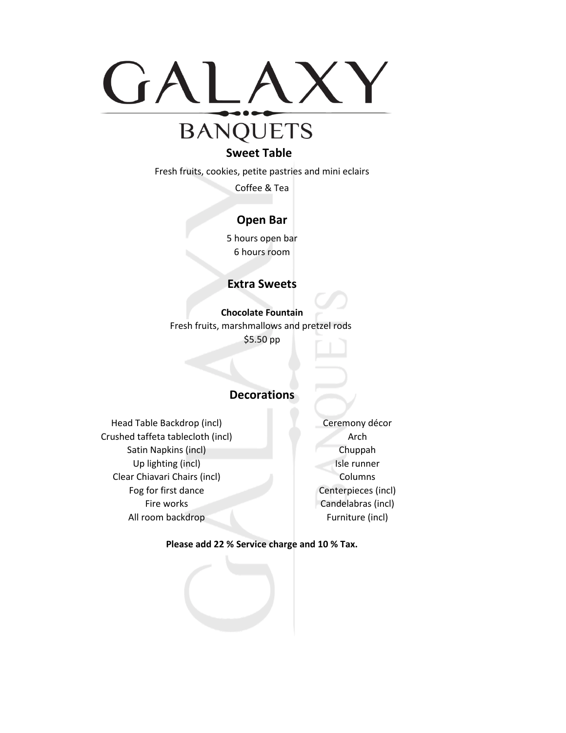# GALAXY BANQUETS

## Sweet Table

Fresh fruits, cookies, petite pastries and mini eclairs

Coffee & Tea

## Open Bar

5 hours open bar
6 hours room

## Extra Sweets

**Chocolate Fountain**
Fresh fruits, marshmallows and pretzel rods
$5.50 pp

## Decorations

Head Table Backdrop (incl)
Crushed taffeta tablecloth (incl)
Satin Napkins (incl)
Up lighting (incl)
Clear Chiavari Chairs (incl)
Fog for first dance
Fire works
All room backdrop

Ceremony décor
Arch
Chuppah
Isle runner
Columns
Centerpieces (incl)
Candelabras (incl)
Furniture (incl)

**Please add 22 % Service charge and 10 % Tax.**